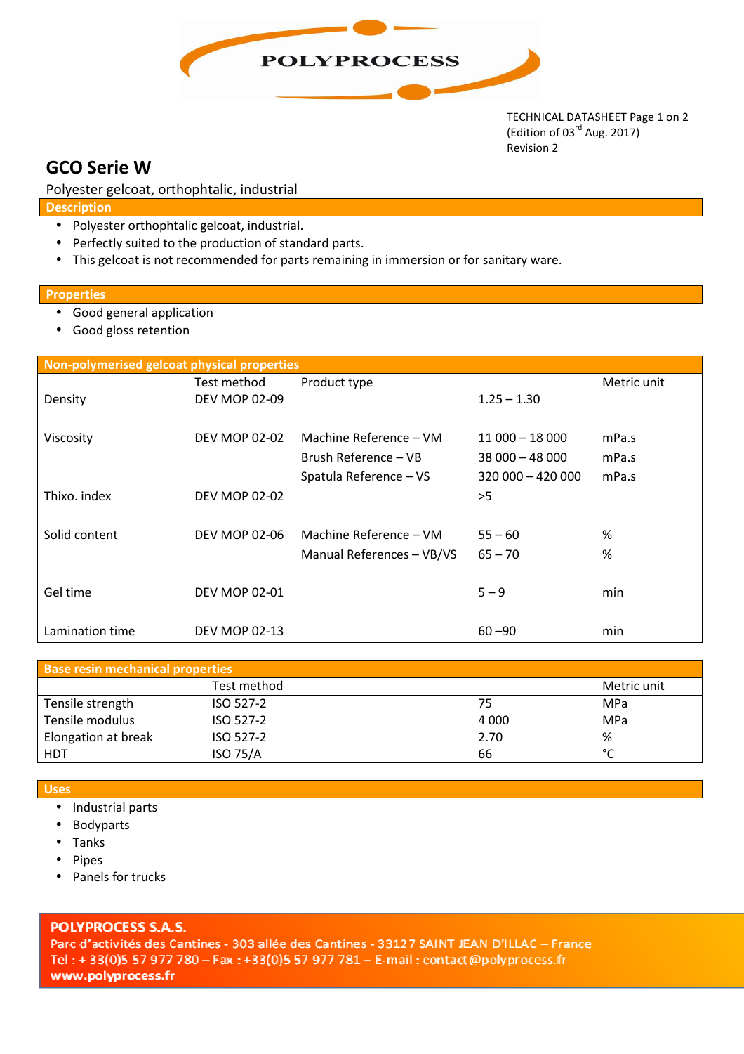POLYPROCESS

TECHNICAL DATASHEET Page 1 on 2
(Edition of 03rd Aug. 2017)
Revision 2

# GCO Serie W

Polyester gelcoat, orthophtalic, industrial

## Description

- Polyester orthophtalic gelcoat, industrial.
- Perfectly suited to the production of standard parts.
- This gelcoat is not recommended for parts remaining in immersion or for sanitary ware.

## Properties

- Good general application
- Good gloss retention

## Non-polymerised gelcoat physical properties

| | Test method | Product type | | Metric unit |
|---|---|---|---|---|
| Density | DEV MOP 02-09 | | 1.25 – 1.30 | |
| Viscosity | DEV MOP 02-02 | Machine Reference – VM | 11 000 – 18 000 | mPa.s |
| | | Brush Reference – VB | 38 000 – 48 000 | mPa.s |
| | | Spatula Reference – VS | 320 000 – 420 000 | mPa.s |
| Thixo. index | DEV MOP 02-02 | | >5 | |
| Solid content | DEV MOP 02-06 | Machine Reference – VM | 55 – 60 | % |
| | | Manual References – VB/VS | 65 – 70 | % |
| Gel time | DEV MOP 02-01 | | 5 – 9 | min |
| Lamination time | DEV MOP 02-13 | | 60 –90 | min |

## Base resin mechanical properties

| | Test method | | Metric unit |
|---|---|---|---|
| Tensile strength | ISO 527-2 | 75 | MPa |
| Tensile modulus | ISO 527-2 | 4 000 | MPa |
| Elongation at break | ISO 527-2 | 2.70 | % |
| HDT | ISO 75/A | 66 | °C |

## Uses

- Industrial parts
- Bodyparts
- Tanks
- Pipes
- Panels for trucks

**POLYPROCESS S.A.S.**
Parc d'activités des Cantines - 303 allée des Cantines - 33127 SAINT JEAN D'ILLAC – France
Tel : + 33(0)5 57 977 780 – Fax : +33(0)5 57 977 781 – E-mail : contact@polyprocess.fr
www.polyprocess.fr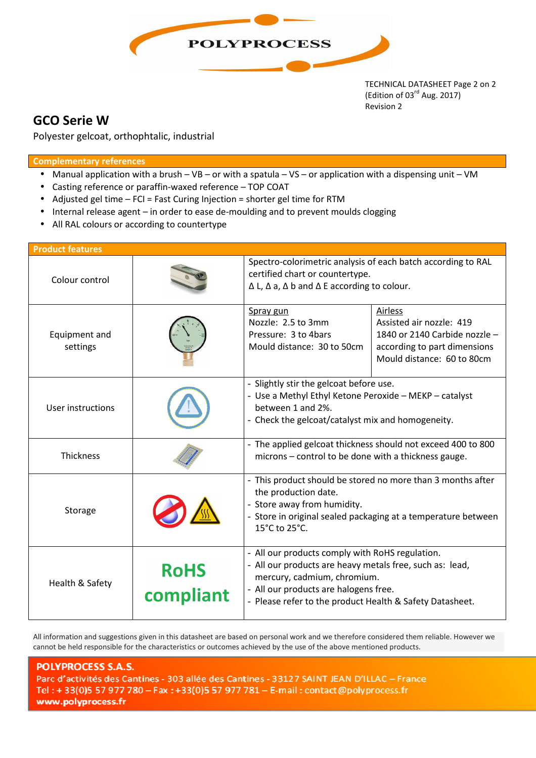POLYPROCESS

TECHNICAL DATASHEET Page 2 on 2
(Edition of 03rd Aug. 2017)
Revision 2

# GCO Serie W

Polyester gelcoat, orthophtalic, industrial

## Complementary references

- Manual application with a brush – VB – or with a spatula – VS – or application with a dispensing unit – VM
- Casting reference or paraffin-waxed reference – TOP COAT
- Adjusted gel time – FCI = Fast Curing Injection = shorter gel time for RTM
- Internal release agent – in order to ease de-moulding and to prevent moulds clogging
- All RAL colours or according to countertype

## Product features

| | | | |
|---|---|---|---|
| Colour control | | Spectro-colorimetric analysis of each batch according to RAL certified chart or countertype.<br>Δ L, Δ a, Δ b and Δ E according to colour. | |
| Equipment and settings | | <u>Spray gun</u><br>Nozzle: 2.5 to 3mm<br>Pressure: 3 to 4bars<br>Mould distance: 30 to 50cm | <u>Airless</u><br>Assisted air nozzle: 419<br>1840 or 2140 Carbide nozzle – according to part dimensions<br>Mould distance: 60 to 80cm |
| User instructions | | - Slightly stir the gelcoat before use.<br>- Use a Methyl Ethyl Ketone Peroxide – MEKP – catalyst between 1 and 2%.<br>- Check the gelcoat/catalyst mix and homogeneity. | |
| Thickness | | - The applied gelcoat thickness should not exceed 400 to 800 microns – control to be done with a thickness gauge. | |
| Storage | | - This product should be stored no more than 3 months after the production date.<br>- Store away from humidity.<br>- Store in original sealed packaging at a temperature between 15°C to 25°C. | |
| Health & Safety | RoHS compliant | - All our products comply with RoHS regulation.<br>- All our products are heavy metals free, such as: lead, mercury, cadmium, chromium.<br>- All our products are halogens free.<br>- Please refer to the product Health & Safety Datasheet. | |

All information and suggestions given in this datasheet are based on personal work and we therefore considered them reliable. However we cannot be held responsible for the characteristics or outcomes achieved by the use of the above mentioned products.

**POLYPROCESS S.A.S.**
Parc d'activités des Cantines - 303 allée des Cantines - 33127 SAINT JEAN D'ILLAC – France
Tel : + 33(0)5 57 977 780 – Fax : +33(0)5 57 977 781 – E-mail : contact@polyprocess.fr
www.polyprocess.fr